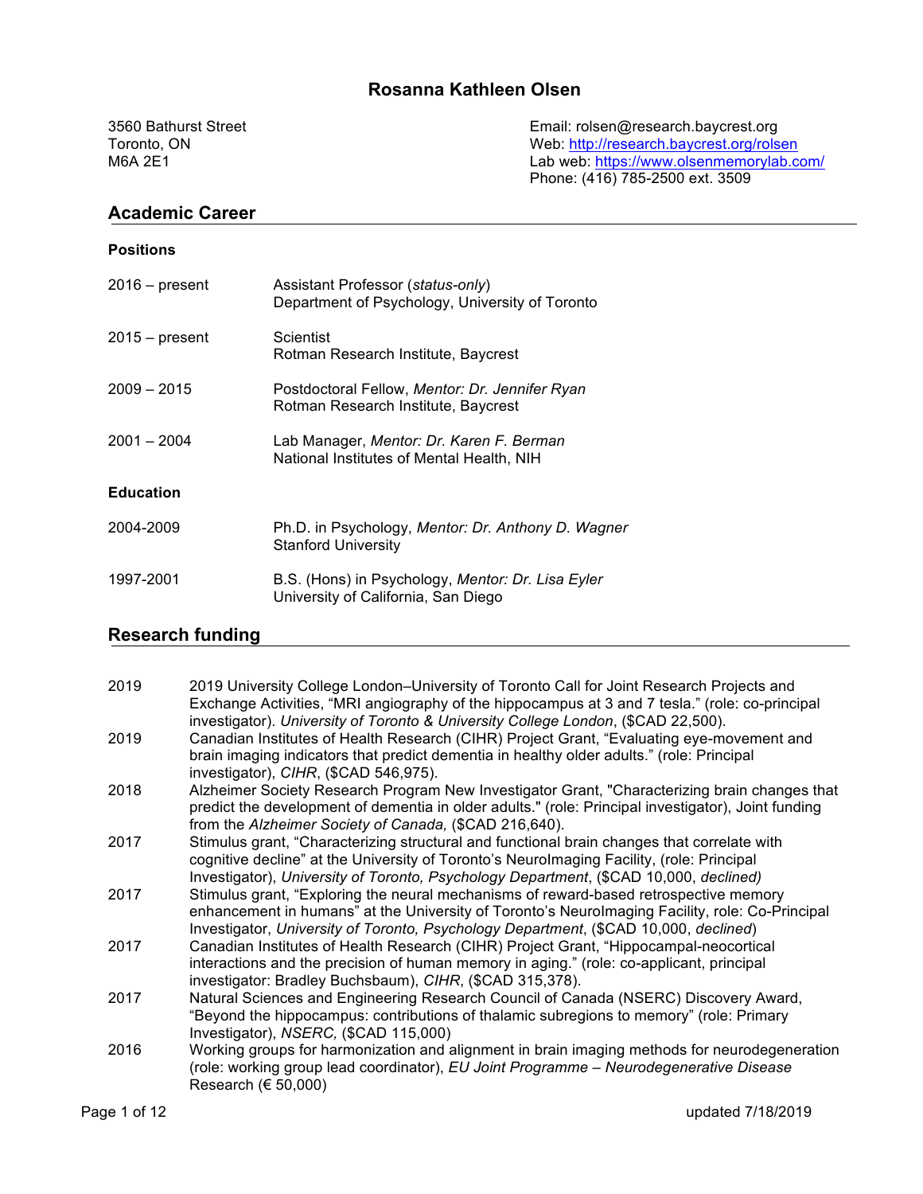# Rosanna Kathleen Olsen

3560 Bathurst Street
Toronto, ON
M6A 2E1

Email: rolsen@research.baycrest.org
Web: http://research.baycrest.org/rolsen
Lab web: https://www.olsenmemorylab.com/
Phone: (416) 785-2500 ext. 3509

## Academic Career

### Positions

| | |
|---|---|
| 2016 – present | Assistant Professor (*status-only*)<br>Department of Psychology, University of Toronto |
| 2015 – present | Scientist<br>Rotman Research Institute, Baycrest |
| 2009 – 2015 | Postdoctoral Fellow, *Mentor: Dr. Jennifer Ryan*<br>Rotman Research Institute, Baycrest |
| 2001 – 2004 | Lab Manager, *Mentor: Dr. Karen F. Berman*<br>National Institutes of Mental Health, NIH |

### Education

| | |
|---|---|
| 2004-2009 | Ph.D. in Psychology, *Mentor: Dr. Anthony D. Wagner*<br>Stanford University |
| 1997-2001 | B.S. (Hons) in Psychology, *Mentor: Dr. Lisa Eyler*<br>University of California, San Diego |

## Research funding

| | |
|---|---|
| 2019 | 2019 University College London–University of Toronto Call for Joint Research Projects and Exchange Activities, "MRI angiography of the hippocampus at 3 and 7 tesla." (role: co-principal investigator). *University of Toronto & University College London*, ($CAD 22,500). |
| 2019 | Canadian Institutes of Health Research (CIHR) Project Grant, "Evaluating eye-movement and brain imaging indicators that predict dementia in healthy older adults." (role: Principal investigator), *CIHR*, ($CAD 546,975). |
| 2018 | Alzheimer Society Research Program New Investigator Grant, "Characterizing brain changes that predict the development of dementia in older adults." (role: Principal investigator), Joint funding from the *Alzheimer Society of Canada,* ($CAD 216,640). |
| 2017 | Stimulus grant, "Characterizing structural and functional brain changes that correlate with cognitive decline" at the University of Toronto's NeuroImaging Facility, (role: Principal Investigator), *University of Toronto, Psychology Department*, ($CAD 10,000, *declined)* |
| 2017 | Stimulus grant, "Exploring the neural mechanisms of reward-based retrospective memory enhancement in humans" at the University of Toronto's NeuroImaging Facility, role: Co-Principal Investigator, *University of Toronto, Psychology Department*, ($CAD 10,000, *declined*) |
| 2017 | Canadian Institutes of Health Research (CIHR) Project Grant, "Hippocampal-neocortical interactions and the precision of human memory in aging." (role: co-applicant, principal investigator: Bradley Buchsbaum), *CIHR*, ($CAD 315,378). |
| 2017 | Natural Sciences and Engineering Research Council of Canada (NSERC) Discovery Award, "Beyond the hippocampus: contributions of thalamic subregions to memory" (role: Primary Investigator), *NSERC,* ($CAD 115,000) |
| 2016 | Working groups for harmonization and alignment in brain imaging methods for neurodegeneration (role: working group lead coordinator), *EU Joint Programme – Neurodegenerative Disease Research* (€ 50,000) |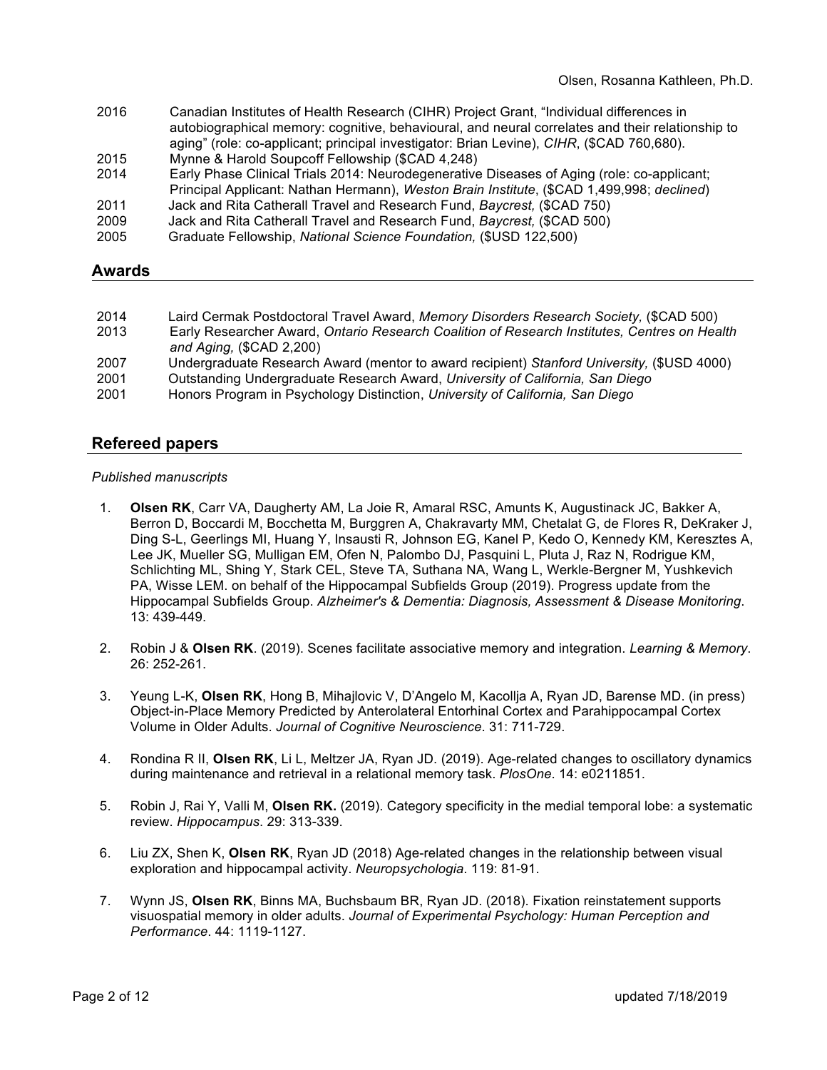2016 Canadian Institutes of Health Research (CIHR) Project Grant, "Individual differences in autobiographical memory: cognitive, behavioural, and neural correlates and their relationship to aging" (role: co-applicant; principal investigator: Brian Levine), *CIHR*, ($CAD 760,680).

2015 Mynne & Harold Soupcoff Fellowship ($CAD 4,248)

2014 Early Phase Clinical Trials 2014: Neurodegenerative Diseases of Aging (role: co-applicant; Principal Applicant: Nathan Hermann), *Weston Brain Institute*, ($CAD 1,499,998; *declined*)

2011 Jack and Rita Catherall Travel and Research Fund, *Baycrest,* ($CAD 750)

2009 Jack and Rita Catherall Travel and Research Fund, *Baycrest,* ($CAD 500)

2005 Graduate Fellowship, *National Science Foundation,* ($USD 122,500)

## Awards

2014 Laird Cermak Postdoctoral Travel Award, *Memory Disorders Research Society,* ($CAD 500)

2013 Early Researcher Award, *Ontario Research Coalition of Research Institutes, Centres on Health and Aging,* ($CAD 2,200)

2007 Undergraduate Research Award (mentor to award recipient) *Stanford University,* ($USD 4000)

2001 Outstanding Undergraduate Research Award, *University of California, San Diego*

2001 Honors Program in Psychology Distinction, *University of California, San Diego*

## Refereed papers

*Published manuscripts*

1. **Olsen RK**, Carr VA, Daugherty AM, La Joie R, Amaral RSC, Amunts K, Augustinack JC, Bakker A, Berron D, Boccardi M, Bocchetta M, Burggren A, Chakravarty MM, Chetalat G, de Flores R, DeKraker J, Ding S-L, Geerlings MI, Huang Y, Insausti R, Johnson EG, Kanel P, Kedo O, Kennedy KM, Keresztes A, Lee JK, Mueller SG, Mulligan EM, Ofen N, Palombo DJ, Pasquini L, Pluta J, Raz N, Rodrigue KM, Schlichting ML, Shing Y, Stark CEL, Steve TA, Suthana NA, Wang L, Werkle-Bergner M, Yushkevich PA, Wisse LEM. on behalf of the Hippocampal Subfields Group (2019). Progress update from the Hippocampal Subfields Group. *Alzheimer's & Dementia: Diagnosis, Assessment & Disease Monitoring*. 13: 439-449.

2. Robin J & **Olsen RK**. (2019). Scenes facilitate associative memory and integration. *Learning & Memory*. 26: 252-261.

3. Yeung L-K, **Olsen RK**, Hong B, Mihajlovic V, D'Angelo M, Kacollja A, Ryan JD, Barense MD. (in press) Object-in-Place Memory Predicted by Anterolateral Entorhinal Cortex and Parahippocampal Cortex Volume in Older Adults. *Journal of Cognitive Neuroscience*. 31: 711-729.

4. Rondina R II, **Olsen RK**, Li L, Meltzer JA, Ryan JD. (2019). Age-related changes to oscillatory dynamics during maintenance and retrieval in a relational memory task. *PlosOne*. 14: e0211851.

5. Robin J, Rai Y, Valli M, **Olsen RK.** (2019). Category specificity in the medial temporal lobe: a systematic review. *Hippocampus*. 29: 313-339.

6. Liu ZX, Shen K, **Olsen RK**, Ryan JD (2018) Age-related changes in the relationship between visual exploration and hippocampal activity. *Neuropsychologia*. 119: 81-91.

7. Wynn JS, **Olsen RK**, Binns MA, Buchsbaum BR, Ryan JD. (2018). Fixation reinstatement supports visuospatial memory in older adults. *Journal of Experimental Psychology: Human Perception and Performance*. 44: 1119-1127.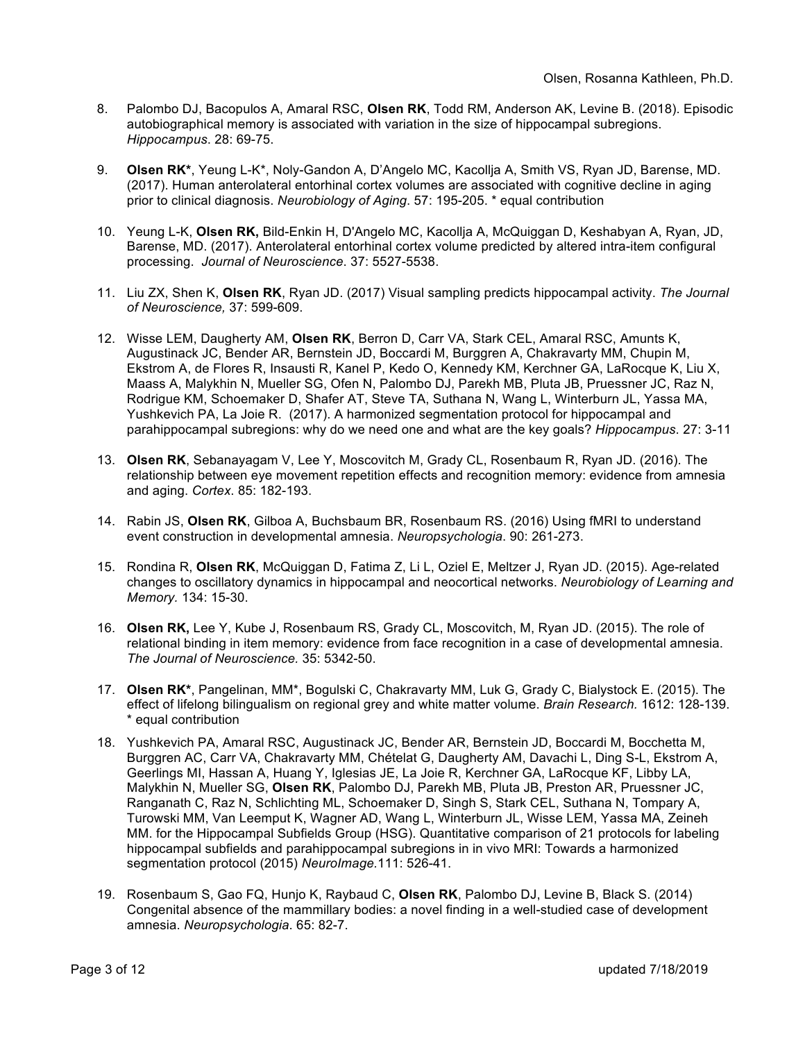8. Palombo DJ, Bacopulos A, Amaral RSC, **Olsen RK**, Todd RM, Anderson AK, Levine B. (2018). Episodic autobiographical memory is associated with variation in the size of hippocampal subregions. *Hippocampus*. 28: 69-75.

9. **Olsen RK***, Yeung L-K*, Noly-Gandon A, D'Angelo MC, Kacollja A, Smith VS, Ryan JD, Barense, MD. (2017). Human anterolateral entorhinal cortex volumes are associated with cognitive decline in aging prior to clinical diagnosis. *Neurobiology of Aging*. 57: 195-205. * equal contribution

10. Yeung L-K, **Olsen RK,** Bild-Enkin H, D'Angelo MC, Kacollja A, McQuiggan D, Keshabyan A, Ryan, JD, Barense, MD. (2017). Anterolateral entorhinal cortex volume predicted by altered intra-item configural processing. *Journal of Neuroscience*. 37: 5527-5538.

11. Liu ZX, Shen K, **Olsen RK**, Ryan JD. (2017) Visual sampling predicts hippocampal activity. *The Journal of Neuroscience,* 37: 599-609.

12. Wisse LEM, Daugherty AM, **Olsen RK**, Berron D, Carr VA, Stark CEL, Amaral RSC, Amunts K, Augustinack JC, Bender AR, Bernstein JD, Boccardi M, Burggren A, Chakravarty MM, Chupin M, Ekstrom A, de Flores R, Insausti R, Kanel P, Kedo O, Kennedy KM, Kerchner GA, LaRocque K, Liu X, Maass A, Malykhin N, Mueller SG, Ofen N, Palombo DJ, Parekh MB, Pluta JB, Pruessner JC, Raz N, Rodrigue KM, Schoemaker D, Shafer AT, Steve TA, Suthana N, Wang L, Winterburn JL, Yassa MA, Yushkevich PA, La Joie R. (2017). A harmonized segmentation protocol for hippocampal and parahippocampal subregions: why do we need one and what are the key goals? *Hippocampus*. 27: 3-11

13. **Olsen RK**, Sebanayagam V, Lee Y, Moscovitch M, Grady CL, Rosenbaum R, Ryan JD. (2016). The relationship between eye movement repetition effects and recognition memory: evidence from amnesia and aging. *Cortex*. 85: 182-193.

14. Rabin JS, **Olsen RK**, Gilboa A, Buchsbaum BR, Rosenbaum RS. (2016) Using fMRI to understand event construction in developmental amnesia. *Neuropsychologia*. 90: 261-273.

15. Rondina R, **Olsen RK**, McQuiggan D, Fatima Z, Li L, Oziel E, Meltzer J, Ryan JD. (2015). Age-related changes to oscillatory dynamics in hippocampal and neocortical networks. *Neurobiology of Learning and Memory.* 134: 15-30.

16. **Olsen RK,** Lee Y, Kube J, Rosenbaum RS, Grady CL, Moscovitch, M, Ryan JD. (2015). The role of relational binding in item memory: evidence from face recognition in a case of developmental amnesia. *The Journal of Neuroscience.* 35: 5342-50.

17. **Olsen RK***, Pangelinan, MM*, Bogulski C, Chakravarty MM, Luk G, Grady C, Bialystock E. (2015). The effect of lifelong bilingualism on regional grey and white matter volume. *Brain Research.* 1612: 128-139. * equal contribution

18. Yushkevich PA, Amaral RSC, Augustinack JC, Bender AR, Bernstein JD, Boccardi M, Bocchetta M, Burggren AC, Carr VA, Chakravarty MM, Chételat G, Daugherty AM, Davachi L, Ding S-L, Ekstrom A, Geerlings MI, Hassan A, Huang Y, Iglesias JE, La Joie R, Kerchner GA, LaRocque KF, Libby LA, Malykhin N, Mueller SG, **Olsen RK**, Palombo DJ, Parekh MB, Pluta JB, Preston AR, Pruessner JC, Ranganath C, Raz N, Schlichting ML, Schoemaker D, Singh S, Stark CEL, Suthana N, Tompary A, Turowski MM, Van Leemput K, Wagner AD, Wang L, Winterburn JL, Wisse LEM, Yassa MA, Zeineh MM. for the Hippocampal Subfields Group (HSG). Quantitative comparison of 21 protocols for labeling hippocampal subfields and parahippocampal subregions in in vivo MRI: Towards a harmonized segmentation protocol (2015) *NeuroImage.*111: 526-41.

19. Rosenbaum S, Gao FQ, Hunjo K, Raybaud C, **Olsen RK**, Palombo DJ, Levine B, Black S. (2014) Congenital absence of the mammillary bodies: a novel finding in a well-studied case of development amnesia. *Neuropsychologia*. 65: 82-7.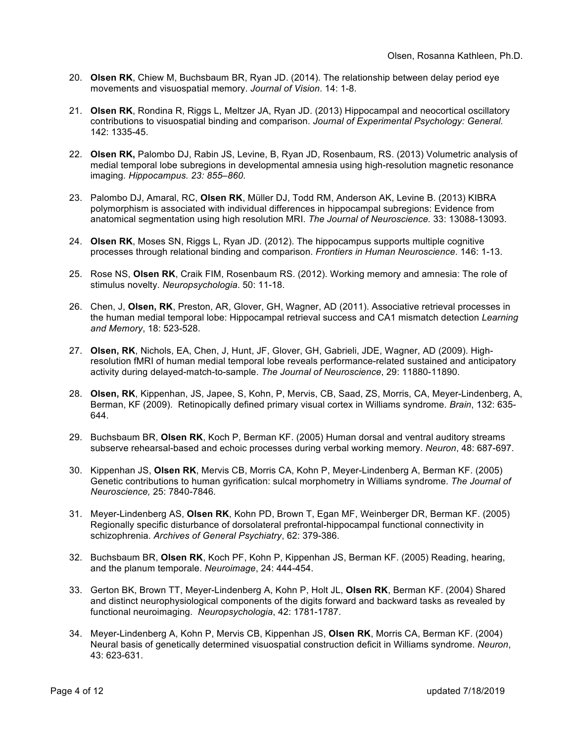20. **Olsen RK**, Chiew M, Buchsbaum BR, Ryan JD. (2014). The relationship between delay period eye movements and visuospatial memory. *Journal of Vision*. 14: 1-8.

21. **Olsen RK**, Rondina R, Riggs L, Meltzer JA, Ryan JD. (2013) Hippocampal and neocortical oscillatory contributions to visuospatial binding and comparison. *Journal of Experimental Psychology: General.* 142: 1335-45.

22. **Olsen RK,** Palombo DJ, Rabin JS, Levine, B, Ryan JD, Rosenbaum, RS. (2013) Volumetric analysis of medial temporal lobe subregions in developmental amnesia using high-resolution magnetic resonance imaging. *Hippocampus. 23: 855–860.*

23. Palombo DJ, Amaral, RC, **Olsen RK**, Müller DJ, Todd RM, Anderson AK, Levine B. (2013) KIBRA polymorphism is associated with individual differences in hippocampal subregions: Evidence from anatomical segmentation using high resolution MRI. *The Journal of Neuroscience.* 33: 13088-13093.

24. **Olsen RK**, Moses SN, Riggs L, Ryan JD. (2012). The hippocampus supports multiple cognitive processes through relational binding and comparison. *Frontiers in Human Neuroscience*. 146: 1-13.

25. Rose NS, **Olsen RK**, Craik FIM, Rosenbaum RS. (2012). Working memory and amnesia: The role of stimulus novelty. *Neuropsychologia*. 50: 11-18.

26. Chen, J, **Olsen, RK**, Preston, AR, Glover, GH, Wagner, AD (2011). Associative retrieval processes in the human medial temporal lobe: Hippocampal retrieval success and CA1 mismatch detection *Learning and Memory*, 18: 523-528.

27. **Olsen, RK**, Nichols, EA, Chen, J, Hunt, JF, Glover, GH, Gabrieli, JDE, Wagner, AD (2009). High-resolution fMRI of human medial temporal lobe reveals performance-related sustained and anticipatory activity during delayed-match-to-sample. *The Journal of Neuroscience*, 29: 11880-11890.

28. **Olsen, RK**, Kippenhan, JS, Japee, S, Kohn, P, Mervis, CB, Saad, ZS, Morris, CA, Meyer-Lindenberg, A, Berman, KF (2009). Retinopically defined primary visual cortex in Williams syndrome. *Brain*, 132: 635-644.

29. Buchsbaum BR, **Olsen RK**, Koch P, Berman KF. (2005) Human dorsal and ventral auditory streams subserve rehearsal-based and echoic processes during verbal working memory. *Neuron*, 48: 687-697.

30. Kippenhan JS, **Olsen RK**, Mervis CB, Morris CA, Kohn P, Meyer-Lindenberg A, Berman KF. (2005) Genetic contributions to human gyrification: sulcal morphometry in Williams syndrome. *The Journal of Neuroscience,* 25: 7840-7846*.*

31. Meyer-Lindenberg AS, **Olsen RK**, Kohn PD, Brown T, Egan MF, Weinberger DR, Berman KF. (2005) Regionally specific disturbance of dorsolateral prefrontal-hippocampal functional connectivity in schizophrenia. *Archives of General Psychiatry*, 62: 379-386.

32. Buchsbaum BR, **Olsen RK**, Koch PF, Kohn P, Kippenhan JS, Berman KF. (2005) Reading, hearing, and the planum temporale. *Neuroimage*, 24: 444-454.

33. Gerton BK, Brown TT, Meyer-Lindenberg A, Kohn P, Holt JL, **Olsen RK**, Berman KF. (2004) Shared and distinct neurophysiological components of the digits forward and backward tasks as revealed by functional neuroimaging. *Neuropsychologia*, 42: 1781-1787.

34. Meyer-Lindenberg A, Kohn P, Mervis CB, Kippenhan JS, **Olsen RK**, Morris CA, Berman KF. (2004) Neural basis of genetically determined visuospatial construction deficit in Williams syndrome. *Neuron*, 43: 623-631.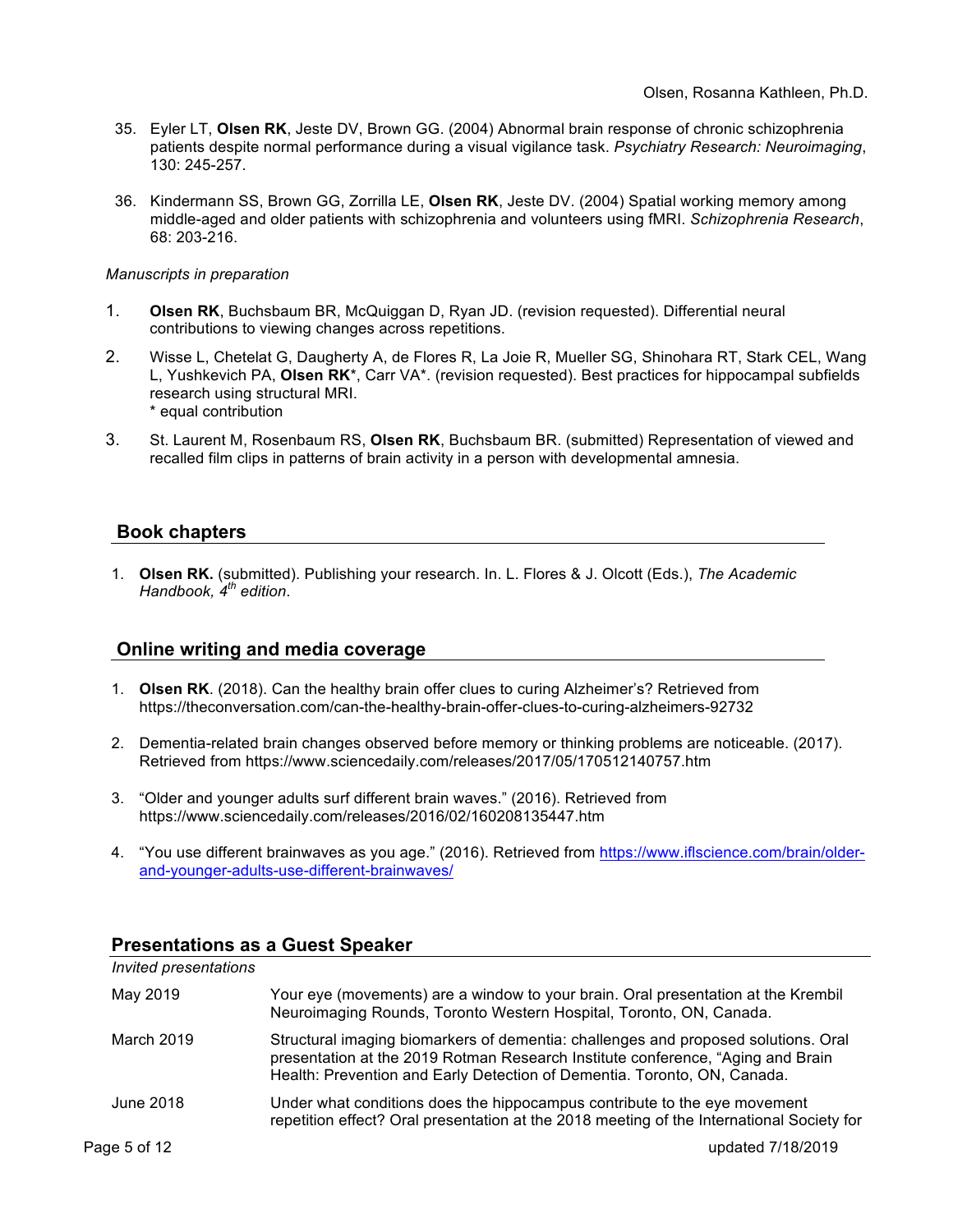35. Eyler LT, **Olsen RK**, Jeste DV, Brown GG. (2004) Abnormal brain response of chronic schizophrenia patients despite normal performance during a visual vigilance task. *Psychiatry Research: Neuroimaging*, 130: 245-257.

36. Kindermann SS, Brown GG, Zorrilla LE, **Olsen RK**, Jeste DV. (2004) Spatial working memory among middle-aged and older patients with schizophrenia and volunteers using fMRI. *Schizophrenia Research*, 68: 203-216.

*Manuscripts in preparation*

1. **Olsen RK**, Buchsbaum BR, McQuiggan D, Ryan JD. (revision requested). Differential neural contributions to viewing changes across repetitions.

2. Wisse L, Chetelat G, Daugherty A, de Flores R, La Joie R, Mueller SG, Shinohara RT, Stark CEL, Wang L, Yushkevich PA, **Olsen RK***, Carr VA*. (revision requested). Best practices for hippocampal subfields research using structural MRI.
   \* equal contribution

3. St. Laurent M, Rosenbaum RS, **Olsen RK**, Buchsbaum BR. (submitted) Representation of viewed and recalled film clips in patterns of brain activity in a person with developmental amnesia.

## Book chapters

1. **Olsen RK.** (submitted). Publishing your research. In. L. Flores & J. Olcott (Eds.), *The Academic Handbook, 4th edition*.

## Online writing and media coverage

1. **Olsen RK**. (2018). Can the healthy brain offer clues to curing Alzheimer's? Retrieved from https://theconversation.com/can-the-healthy-brain-offer-clues-to-curing-alzheimers-92732

2. Dementia-related brain changes observed before memory or thinking problems are noticeable. (2017). Retrieved from https://www.sciencedaily.com/releases/2017/05/170512140757.htm

3. "Older and younger adults surf different brain waves." (2016). Retrieved from https://www.sciencedaily.com/releases/2016/02/160208135447.htm

4. "You use different brainwaves as you age." (2016). Retrieved from https://www.iflscience.com/brain/older-and-younger-adults-use-different-brainwaves/

## Presentations as a Guest Speaker

*Invited presentations*

| | |
|---|---|
| May 2019 | Your eye (movements) are a window to your brain. Oral presentation at the Krembil Neuroimaging Rounds, Toronto Western Hospital, Toronto, ON, Canada. |
| March 2019 | Structural imaging biomarkers of dementia: challenges and proposed solutions. Oral presentation at the 2019 Rotman Research Institute conference, "Aging and Brain Health: Prevention and Early Detection of Dementia. Toronto, ON, Canada. |
| June 2018 | Under what conditions does the hippocampus contribute to the eye movement repetition effect? Oral presentation at the 2018 meeting of the International Society for |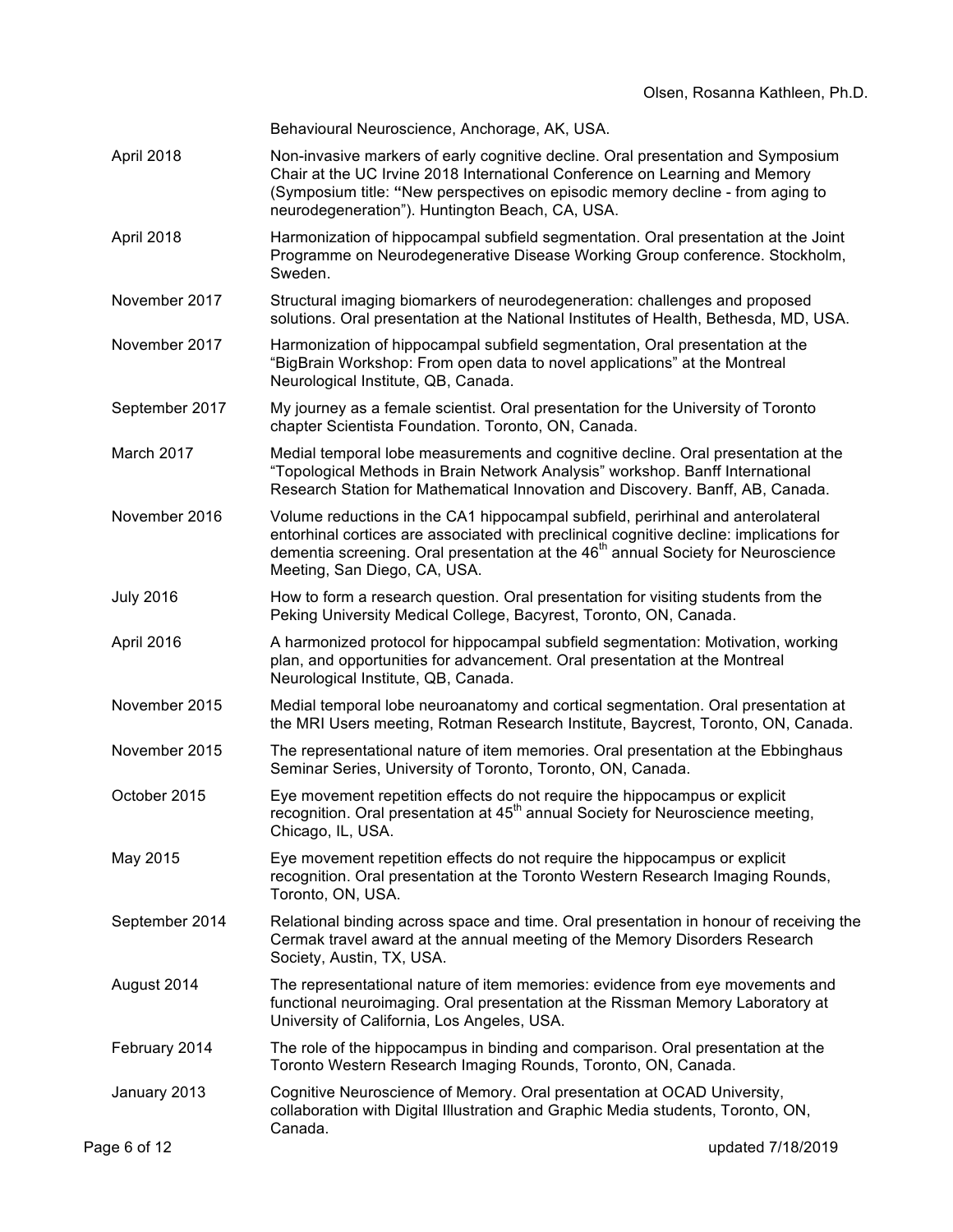Behavioural Neuroscience, Anchorage, AK, USA.

| | |
|---|---|
| April 2018 | Non-invasive markers of early cognitive decline. Oral presentation and Symposium Chair at the UC Irvine 2018 International Conference on Learning and Memory (Symposium title: **"**New perspectives on episodic memory decline - from aging to neurodegeneration"). Huntington Beach, CA, USA. |
| April 2018 | Harmonization of hippocampal subfield segmentation. Oral presentation at the Joint Programme on Neurodegenerative Disease Working Group conference. Stockholm, Sweden. |
| November 2017 | Structural imaging biomarkers of neurodegeneration: challenges and proposed solutions. Oral presentation at the National Institutes of Health, Bethesda, MD, USA. |
| November 2017 | Harmonization of hippocampal subfield segmentation, Oral presentation at the "BigBrain Workshop: From open data to novel applications" at the Montreal Neurological Institute, QB, Canada. |
| September 2017 | My journey as a female scientist. Oral presentation for the University of Toronto chapter Scientista Foundation. Toronto, ON, Canada. |
| March 2017 | Medial temporal lobe measurements and cognitive decline. Oral presentation at the "Topological Methods in Brain Network Analysis" workshop. Banff International Research Station for Mathematical Innovation and Discovery. Banff, AB, Canada. |
| November 2016 | Volume reductions in the CA1 hippocampal subfield, perirhinal and anterolateral entorhinal cortices are associated with preclinical cognitive decline: implications for dementia screening. Oral presentation at the 46th annual Society for Neuroscience Meeting, San Diego, CA, USA. |
| July 2016 | How to form a research question. Oral presentation for visiting students from the Peking University Medical College, Bacyrest, Toronto, ON, Canada. |
| April 2016 | A harmonized protocol for hippocampal subfield segmentation: Motivation, working plan, and opportunities for advancement. Oral presentation at the Montreal Neurological Institute, QB, Canada. |
| November 2015 | Medial temporal lobe neuroanatomy and cortical segmentation. Oral presentation at the MRI Users meeting, Rotman Research Institute, Baycrest, Toronto, ON, Canada. |
| November 2015 | The representational nature of item memories. Oral presentation at the Ebbinghaus Seminar Series, University of Toronto, Toronto, ON, Canada. |
| October 2015 | Eye movement repetition effects do not require the hippocampus or explicit recognition. Oral presentation at 45th annual Society for Neuroscience meeting, Chicago, IL, USA. |
| May 2015 | Eye movement repetition effects do not require the hippocampus or explicit recognition. Oral presentation at the Toronto Western Research Imaging Rounds, Toronto, ON, USA. |
| September 2014 | Relational binding across space and time. Oral presentation in honour of receiving the Cermak travel award at the annual meeting of the Memory Disorders Research Society, Austin, TX, USA. |
| August 2014 | The representational nature of item memories: evidence from eye movements and functional neuroimaging. Oral presentation at the Rissman Memory Laboratory at University of California, Los Angeles, USA. |
| February 2014 | The role of the hippocampus in binding and comparison. Oral presentation at the Toronto Western Research Imaging Rounds, Toronto, ON, Canada. |
| January 2013 | Cognitive Neuroscience of Memory. Oral presentation at OCAD University, collaboration with Digital Illustration and Graphic Media students, Toronto, ON, Canada. |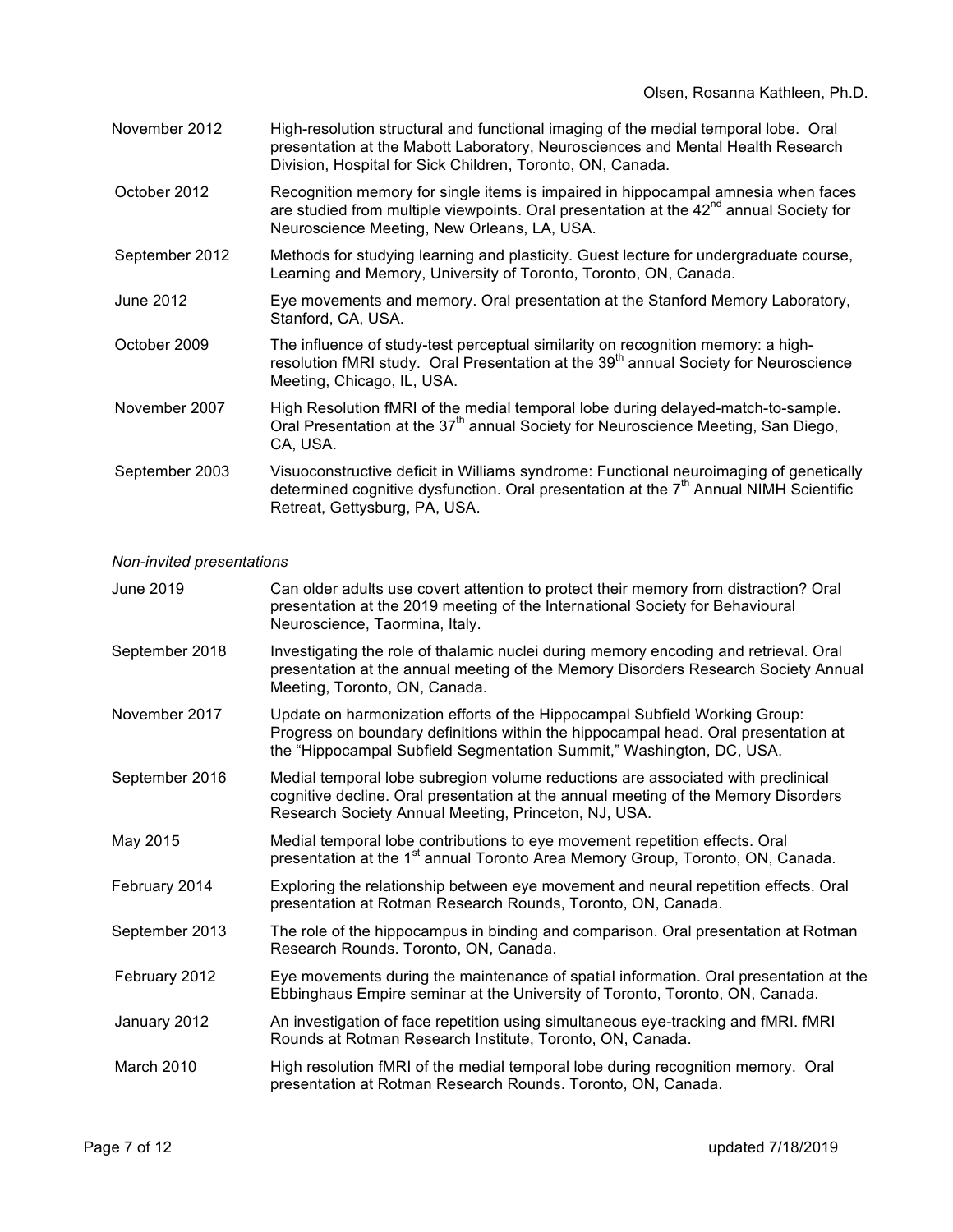| | |
|---|---|
| November 2012 | High-resolution structural and functional imaging of the medial temporal lobe. Oral presentation at the Mabott Laboratory, Neurosciences and Mental Health Research Division, Hospital for Sick Children, Toronto, ON, Canada. |
| October 2012 | Recognition memory for single items is impaired in hippocampal amnesia when faces are studied from multiple viewpoints. Oral presentation at the 42nd annual Society for Neuroscience Meeting, New Orleans, LA, USA. |
| September 2012 | Methods for studying learning and plasticity. Guest lecture for undergraduate course, Learning and Memory, University of Toronto, Toronto, ON, Canada. |
| June 2012 | Eye movements and memory. Oral presentation at the Stanford Memory Laboratory, Stanford, CA, USA. |
| October 2009 | The influence of study-test perceptual similarity on recognition memory: a high-resolution fMRI study. Oral Presentation at the 39th annual Society for Neuroscience Meeting, Chicago, IL, USA. |
| November 2007 | High Resolution fMRI of the medial temporal lobe during delayed-match-to-sample. Oral Presentation at the 37th annual Society for Neuroscience Meeting, San Diego, CA, USA. |
| September 2003 | Visuoconstructive deficit in Williams syndrome: Functional neuroimaging of genetically determined cognitive dysfunction. Oral presentation at the 7th Annual NIMH Scientific Retreat, Gettysburg, PA, USA. |

*Non-invited presentations*

| | |
|---|---|
| June 2019 | Can older adults use covert attention to protect their memory from distraction? Oral presentation at the 2019 meeting of the International Society for Behavioural Neuroscience, Taormina, Italy. |
| September 2018 | Investigating the role of thalamic nuclei during memory encoding and retrieval. Oral presentation at the annual meeting of the Memory Disorders Research Society Annual Meeting, Toronto, ON, Canada. |
| November 2017 | Update on harmonization efforts of the Hippocampal Subfield Working Group: Progress on boundary definitions within the hippocampal head. Oral presentation at the "Hippocampal Subfield Segmentation Summit," Washington, DC, USA. |
| September 2016 | Medial temporal lobe subregion volume reductions are associated with preclinical cognitive decline. Oral presentation at the annual meeting of the Memory Disorders Research Society Annual Meeting, Princeton, NJ, USA. |
| May 2015 | Medial temporal lobe contributions to eye movement repetition effects. Oral presentation at the 1st annual Toronto Area Memory Group, Toronto, ON, Canada. |
| February 2014 | Exploring the relationship between eye movement and neural repetition effects. Oral presentation at Rotman Research Rounds, Toronto, ON, Canada. |
| September 2013 | The role of the hippocampus in binding and comparison. Oral presentation at Rotman Research Rounds. Toronto, ON, Canada. |
| February 2012 | Eye movements during the maintenance of spatial information. Oral presentation at the Ebbinghaus Empire seminar at the University of Toronto, Toronto, ON, Canada. |
| January 2012 | An investigation of face repetition using simultaneous eye-tracking and fMRI. fMRI Rounds at Rotman Research Institute, Toronto, ON, Canada. |
| March 2010 | High resolution fMRI of the medial temporal lobe during recognition memory. Oral presentation at Rotman Research Rounds. Toronto, ON, Canada. |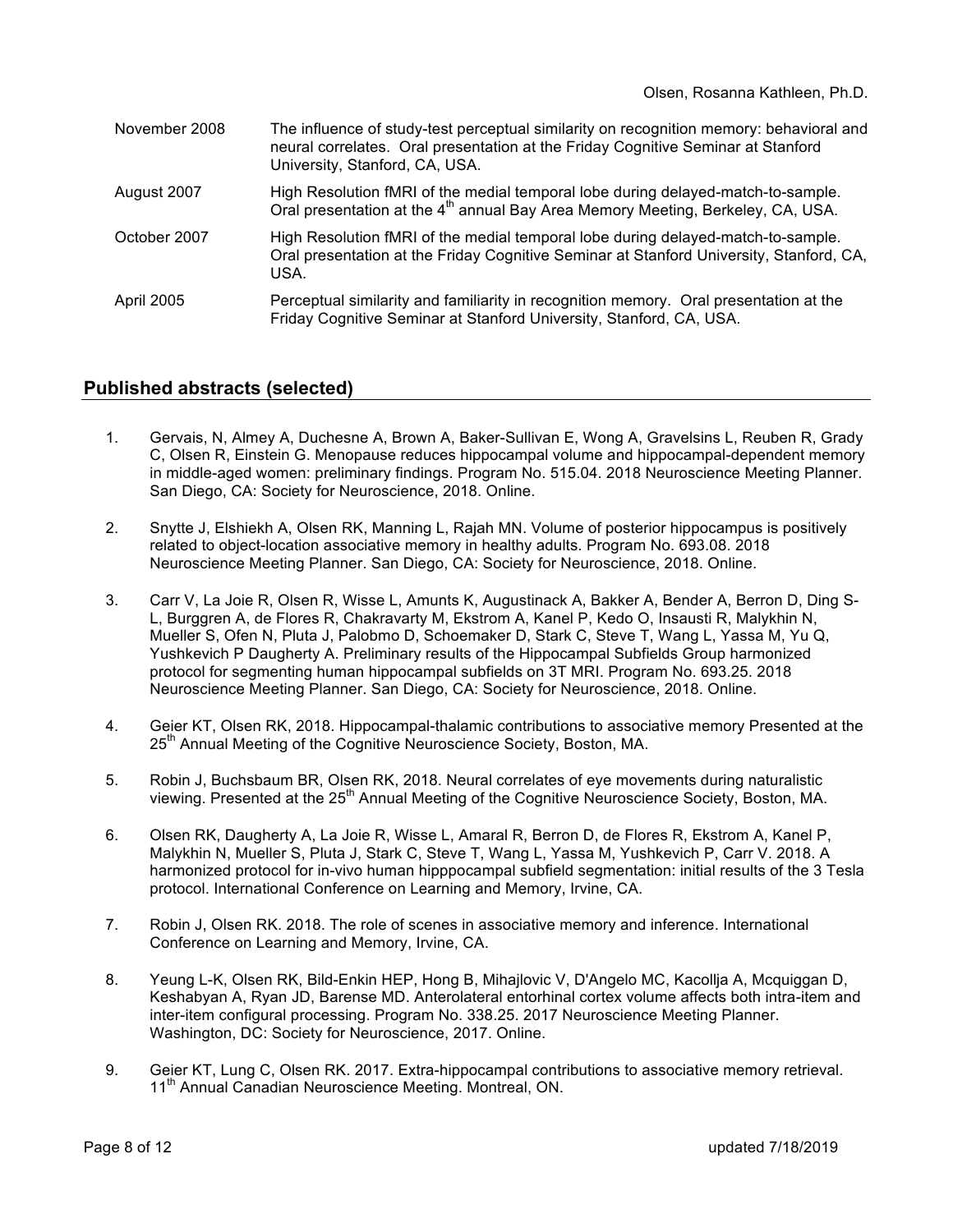| | |
|---|---|
| November 2008 | The influence of study-test perceptual similarity on recognition memory: behavioral and neural correlates. Oral presentation at the Friday Cognitive Seminar at Stanford University, Stanford, CA, USA. |
| August 2007 | High Resolution fMRI of the medial temporal lobe during delayed-match-to-sample. Oral presentation at the 4th annual Bay Area Memory Meeting, Berkeley, CA, USA. |
| October 2007 | High Resolution fMRI of the medial temporal lobe during delayed-match-to-sample. Oral presentation at the Friday Cognitive Seminar at Stanford University, Stanford, CA, USA. |
| April 2005 | Perceptual similarity and familiarity in recognition memory. Oral presentation at the Friday Cognitive Seminar at Stanford University, Stanford, CA, USA. |

## Published abstracts (selected)

1. Gervais, N, Almey A, Duchesne A, Brown A, Baker-Sullivan E, Wong A, Gravelsins L, Reuben R, Grady C, Olsen R, Einstein G. Menopause reduces hippocampal volume and hippocampal-dependent memory in middle-aged women: preliminary findings. Program No. 515.04. 2018 Neuroscience Meeting Planner. San Diego, CA: Society for Neuroscience, 2018. Online.

2. Snytte J, Elshiekh A, Olsen RK, Manning L, Rajah MN. Volume of posterior hippocampus is positively related to object-location associative memory in healthy adults. Program No. 693.08. 2018 Neuroscience Meeting Planner. San Diego, CA: Society for Neuroscience, 2018. Online.

3. Carr V, La Joie R, Olsen R, Wisse L, Amunts K, Augustinack A, Bakker A, Bender A, Berron D, Ding S-L, Burggren A, de Flores R, Chakravarty M, Ekstrom A, Kanel P, Kedo O, Insausti R, Malykhin N, Mueller S, Ofen N, Pluta J, Palobmo D, Schoemaker D, Stark C, Steve T, Wang L, Yassa M, Yu Q, Yushkevich P Daugherty A. Preliminary results of the Hippocampal Subfields Group harmonized protocol for segmenting human hippocampal subfields on 3T MRI. Program No. 693.25. 2018 Neuroscience Meeting Planner. San Diego, CA: Society for Neuroscience, 2018. Online.

4. Geier KT, Olsen RK, 2018. Hippocampal-thalamic contributions to associative memory Presented at the 25th Annual Meeting of the Cognitive Neuroscience Society, Boston, MA.

5. Robin J, Buchsbaum BR, Olsen RK, 2018. Neural correlates of eye movements during naturalistic viewing. Presented at the 25th Annual Meeting of the Cognitive Neuroscience Society, Boston, MA.

6. Olsen RK, Daugherty A, La Joie R, Wisse L, Amaral R, Berron D, de Flores R, Ekstrom A, Kanel P, Malykhin N, Mueller S, Pluta J, Stark C, Steve T, Wang L, Yassa M, Yushkevich P, Carr V. 2018. A harmonized protocol for in-vivo human hipppocampal subfield segmentation: initial results of the 3 Tesla protocol. International Conference on Learning and Memory, Irvine, CA.

7. Robin J, Olsen RK. 2018. The role of scenes in associative memory and inference. International Conference on Learning and Memory, Irvine, CA.

8. Yeung L-K, Olsen RK, Bild-Enkin HEP, Hong B, Mihajlovic V, D'Angelo MC, Kacollja A, Mcquiggan D, Keshabyan A, Ryan JD, Barense MD. Anterolateral entorhinal cortex volume affects both intra-item and inter-item configural processing. Program No. 338.25. 2017 Neuroscience Meeting Planner. Washington, DC: Society for Neuroscience, 2017. Online.

9. Geier KT, Lung C, Olsen RK. 2017. Extra-hippocampal contributions to associative memory retrieval. 11th Annual Canadian Neuroscience Meeting. Montreal, ON.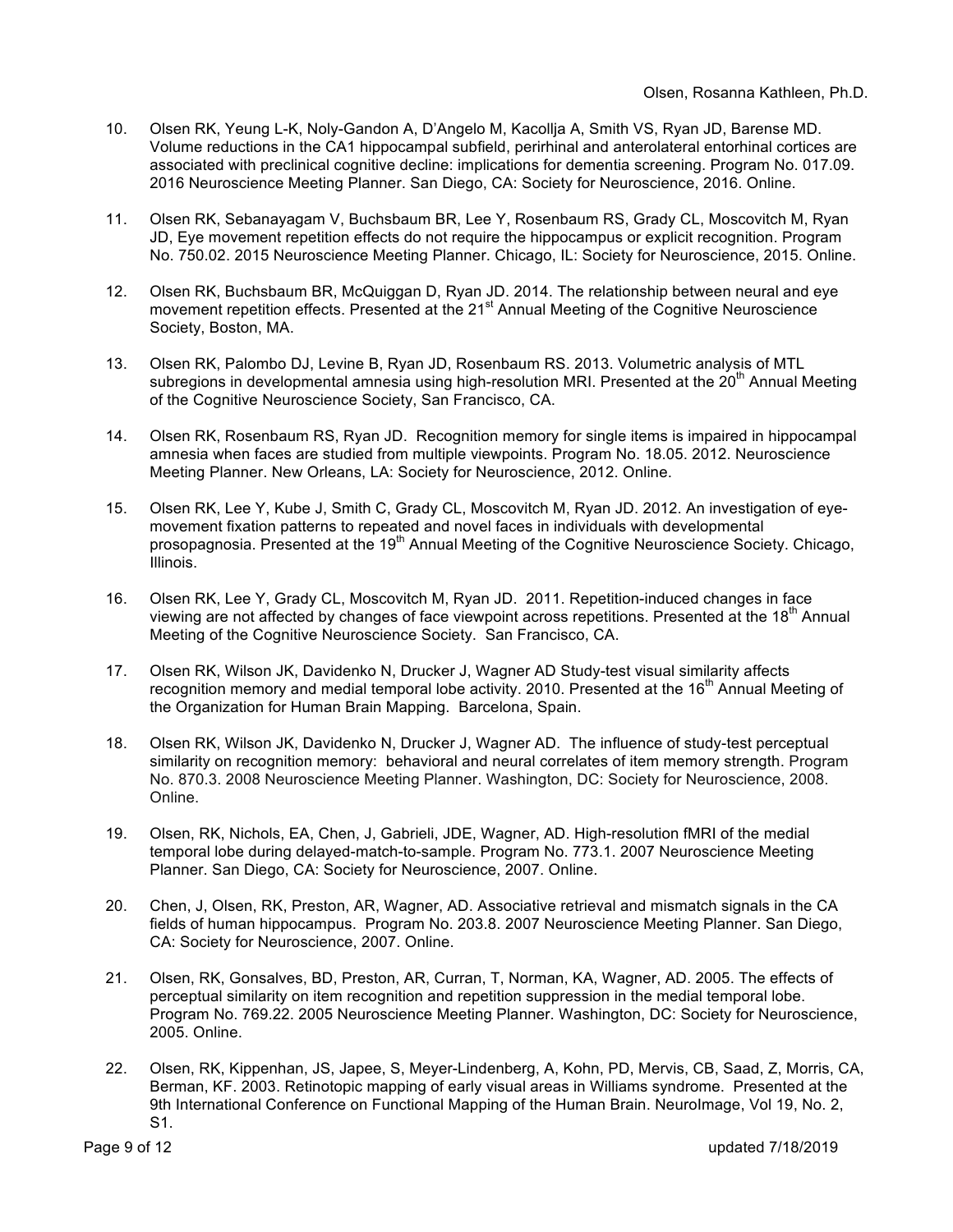10. Olsen RK, Yeung L-K, Noly-Gandon A, D'Angelo M, Kacollja A, Smith VS, Ryan JD, Barense MD. Volume reductions in the CA1 hippocampal subfield, perirhinal and anterolateral entorhinal cortices are associated with preclinical cognitive decline: implications for dementia screening. Program No. 017.09. 2016 Neuroscience Meeting Planner. San Diego, CA: Society for Neuroscience, 2016. Online.

11. Olsen RK, Sebanayagam V, Buchsbaum BR, Lee Y, Rosenbaum RS, Grady CL, Moscovitch M, Ryan JD, Eye movement repetition effects do not require the hippocampus or explicit recognition. Program No. 750.02. 2015 Neuroscience Meeting Planner. Chicago, IL: Society for Neuroscience, 2015. Online.

12. Olsen RK, Buchsbaum BR, McQuiggan D, Ryan JD. 2014. The relationship between neural and eye movement repetition effects. Presented at the 21st Annual Meeting of the Cognitive Neuroscience Society, Boston, MA.

13. Olsen RK, Palombo DJ, Levine B, Ryan JD, Rosenbaum RS. 2013. Volumetric analysis of MTL subregions in developmental amnesia using high-resolution MRI. Presented at the 20th Annual Meeting of the Cognitive Neuroscience Society, San Francisco, CA.

14. Olsen RK, Rosenbaum RS, Ryan JD. Recognition memory for single items is impaired in hippocampal amnesia when faces are studied from multiple viewpoints. Program No. 18.05. 2012. Neuroscience Meeting Planner. New Orleans, LA: Society for Neuroscience, 2012. Online.

15. Olsen RK, Lee Y, Kube J, Smith C, Grady CL, Moscovitch M, Ryan JD. 2012. An investigation of eye-movement fixation patterns to repeated and novel faces in individuals with developmental prosopagnosia. Presented at the 19th Annual Meeting of the Cognitive Neuroscience Society. Chicago, Illinois.

16. Olsen RK, Lee Y, Grady CL, Moscovitch M, Ryan JD. 2011. Repetition-induced changes in face viewing are not affected by changes of face viewpoint across repetitions. Presented at the 18th Annual Meeting of the Cognitive Neuroscience Society. San Francisco, CA.

17. Olsen RK, Wilson JK, Davidenko N, Drucker J, Wagner AD Study-test visual similarity affects recognition memory and medial temporal lobe activity. 2010. Presented at the 16th Annual Meeting of the Organization for Human Brain Mapping. Barcelona, Spain.

18. Olsen RK, Wilson JK, Davidenko N, Drucker J, Wagner AD. The influence of study-test perceptual similarity on recognition memory: behavioral and neural correlates of item memory strength. Program No. 870.3. 2008 Neuroscience Meeting Planner. Washington, DC: Society for Neuroscience, 2008. Online.

19. Olsen, RK, Nichols, EA, Chen, J, Gabrieli, JDE, Wagner, AD. High-resolution fMRI of the medial temporal lobe during delayed-match-to-sample. Program No. 773.1. 2007 Neuroscience Meeting Planner. San Diego, CA: Society for Neuroscience, 2007. Online.

20. Chen, J, Olsen, RK, Preston, AR, Wagner, AD. Associative retrieval and mismatch signals in the CA fields of human hippocampus. Program No. 203.8. 2007 Neuroscience Meeting Planner. San Diego, CA: Society for Neuroscience, 2007. Online.

21. Olsen, RK, Gonsalves, BD, Preston, AR, Curran, T, Norman, KA, Wagner, AD. 2005. The effects of perceptual similarity on item recognition and repetition suppression in the medial temporal lobe. Program No. 769.22. 2005 Neuroscience Meeting Planner. Washington, DC: Society for Neuroscience, 2005. Online.

22. Olsen, RK, Kippenhan, JS, Japee, S, Meyer-Lindenberg, A, Kohn, PD, Mervis, CB, Saad, Z, Morris, CA, Berman, KF. 2003. Retinotopic mapping of early visual areas in Williams syndrome. Presented at the 9th International Conference on Functional Mapping of the Human Brain. NeuroImage, Vol 19, No. 2, S1.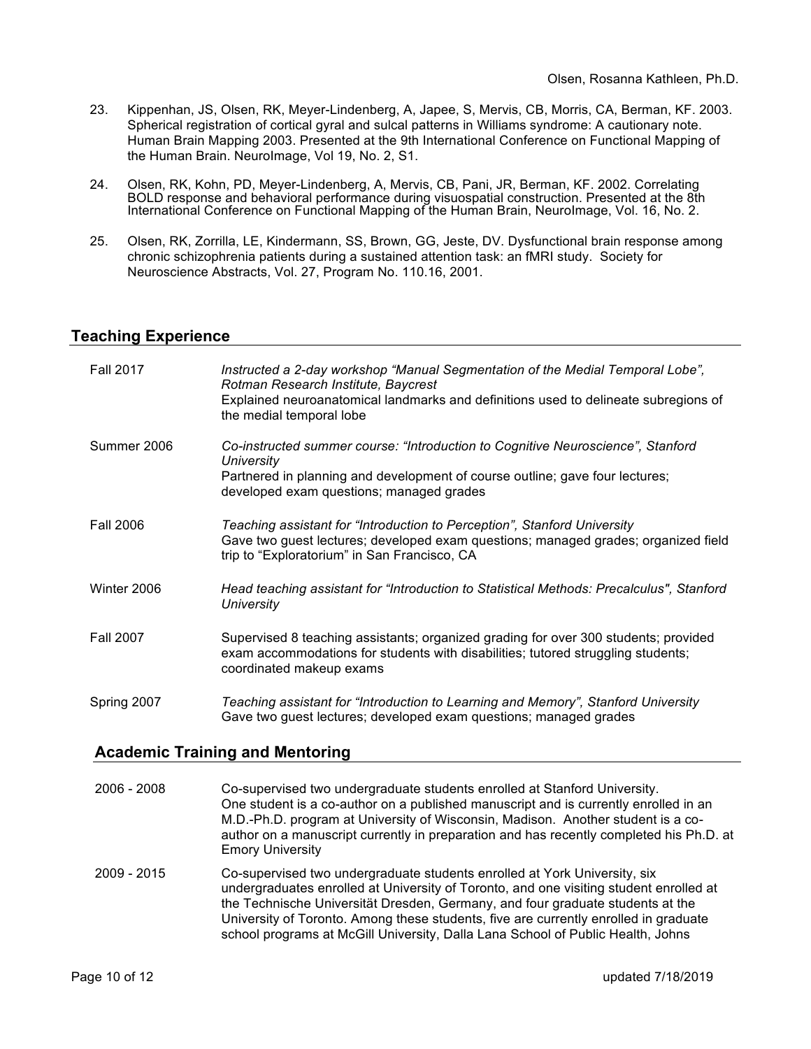23. Kippenhan, JS, Olsen, RK, Meyer-Lindenberg, A, Japee, S, Mervis, CB, Morris, CA, Berman, KF. 2003. Spherical registration of cortical gyral and sulcal patterns in Williams syndrome: A cautionary note. Human Brain Mapping 2003. Presented at the 9th International Conference on Functional Mapping of the Human Brain. NeuroImage, Vol 19, No. 2, S1.

24. Olsen, RK, Kohn, PD, Meyer-Lindenberg, A, Mervis, CB, Pani, JR, Berman, KF. 2002. Correlating BOLD response and behavioral performance during visuospatial construction. Presented at the 8th International Conference on Functional Mapping of the Human Brain, NeuroImage, Vol. 16, No. 2.

25. Olsen, RK, Zorrilla, LE, Kindermann, SS, Brown, GG, Jeste, DV. Dysfunctional brain response among chronic schizophrenia patients during a sustained attention task: an fMRI study. Society for Neuroscience Abstracts, Vol. 27, Program No. 110.16, 2001.

## Teaching Experience

| | |
|---|---|
| Fall 2017 | *Instructed a 2-day workshop "Manual Segmentation of the Medial Temporal Lobe", Rotman Research Institute, Baycrest*<br>Explained neuroanatomical landmarks and definitions used to delineate subregions of the medial temporal lobe |
| Summer 2006 | *Co-instructed summer course: "Introduction to Cognitive Neuroscience", Stanford University*<br>Partnered in planning and development of course outline; gave four lectures; developed exam questions; managed grades |
| Fall 2006 | *Teaching assistant for "Introduction to Perception", Stanford University*<br>Gave two guest lectures; developed exam questions; managed grades; organized field trip to "Exploratorium" in San Francisco, CA |
| Winter 2006 | *Head teaching assistant for "Introduction to Statistical Methods: Precalculus", Stanford University* |
| Fall 2007 | Supervised 8 teaching assistants; organized grading for over 300 students; provided exam accommodations for students with disabilities; tutored struggling students; coordinated makeup exams |
| Spring 2007 | *Teaching assistant for "Introduction to Learning and Memory", Stanford University*<br>Gave two guest lectures; developed exam questions; managed grades |

## Academic Training and Mentoring

| | |
|---|---|
| 2006 - 2008 | Co-supervised two undergraduate students enrolled at Stanford University. One student is a co-author on a published manuscript and is currently enrolled in an M.D.-Ph.D. program at University of Wisconsin, Madison. Another student is a co-author on a manuscript currently in preparation and has recently completed his Ph.D. at Emory University |
| 2009 - 2015 | Co-supervised two undergraduate students enrolled at York University, six undergraduates enrolled at University of Toronto, and one visiting student enrolled at the Technische Universität Dresden, Germany, and four graduate students at the University of Toronto. Among these students, five are currently enrolled in graduate school programs at McGill University, Dalla Lana School of Public Health, Johns |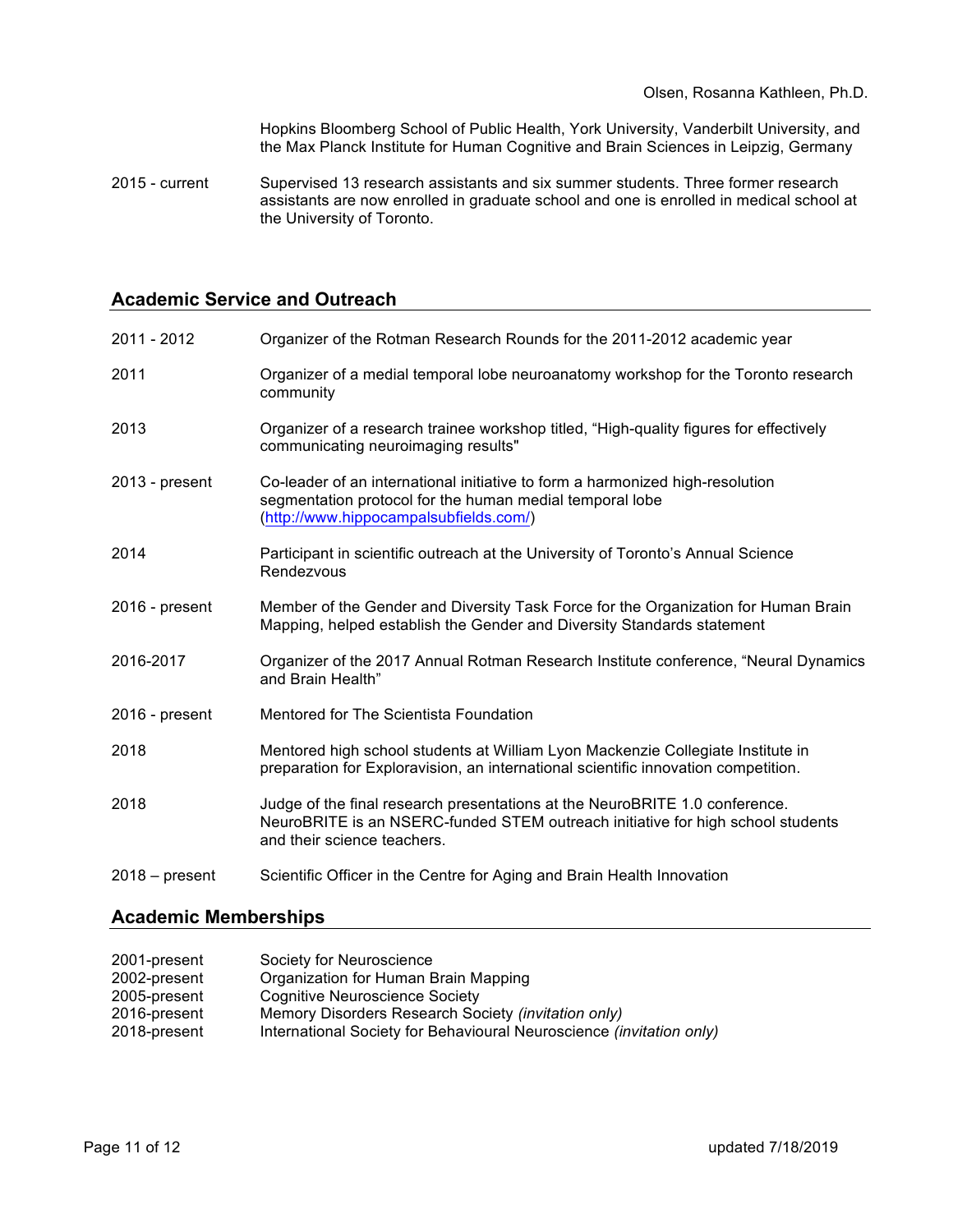Hopkins Bloomberg School of Public Health, York University, Vanderbilt University, and the Max Planck Institute for Human Cognitive and Brain Sciences in Leipzig, Germany

2015 - current — Supervised 13 research assistants and six summer students. Three former research assistants are now enrolled in graduate school and one is enrolled in medical school at the University of Toronto.

## Academic Service and Outreach

2011 - 2012 — Organizer of the Rotman Research Rounds for the 2011-2012 academic year

2011 — Organizer of a medial temporal lobe neuroanatomy workshop for the Toronto research community

2013 — Organizer of a research trainee workshop titled, "High-quality figures for effectively communicating neuroimaging results"

2013 - present — Co-leader of an international initiative to form a harmonized high-resolution segmentation protocol for the human medial temporal lobe (http://www.hippocampalsubfields.com/)

2014 — Participant in scientific outreach at the University of Toronto's Annual Science Rendezvous

2016 - present — Member of the Gender and Diversity Task Force for the Organization for Human Brain Mapping, helped establish the Gender and Diversity Standards statement

2016-2017 — Organizer of the 2017 Annual Rotman Research Institute conference, "Neural Dynamics and Brain Health"

2016 - present — Mentored for The Scientista Foundation

2018 — Mentored high school students at William Lyon Mackenzie Collegiate Institute in preparation for Exploravision, an international scientific innovation competition.

2018 — Judge of the final research presentations at the NeuroBRITE 1.0 conference. NeuroBRITE is an NSERC-funded STEM outreach initiative for high school students and their science teachers.

2018 – present — Scientific Officer in the Centre for Aging and Brain Health Innovation

## Academic Memberships

2001-present — Society for Neuroscience
2002-present — Organization for Human Brain Mapping
2005-present — Cognitive Neuroscience Society
2016-present — Memory Disorders Research Society *(invitation only)*
2018-present — International Society for Behavioural Neuroscience *(invitation only)*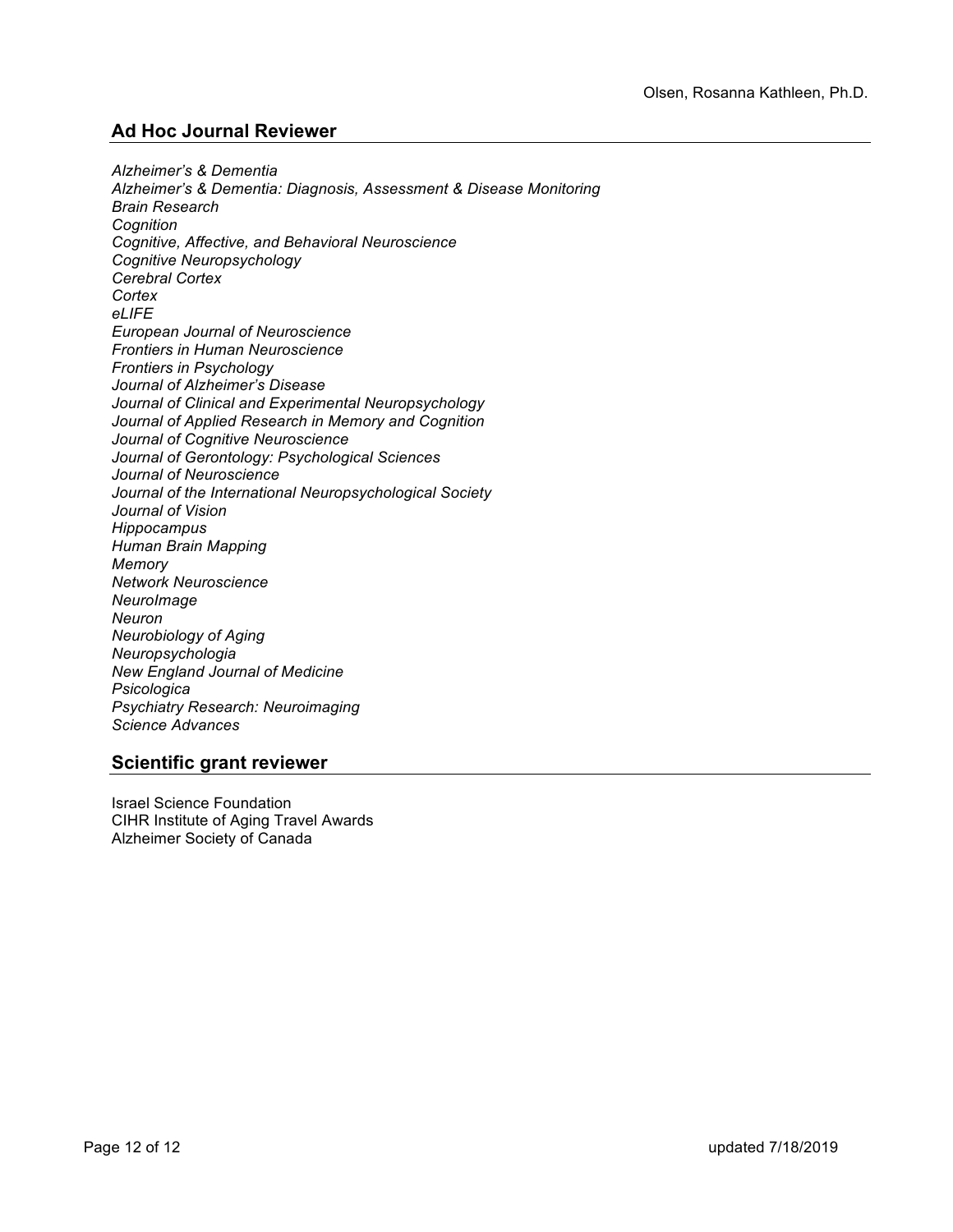## Ad Hoc Journal Reviewer

*Alzheimer's & Dementia*
*Alzheimer's & Dementia: Diagnosis, Assessment & Disease Monitoring*
*Brain Research*
*Cognition*
*Cognitive, Affective, and Behavioral Neuroscience*
*Cognitive Neuropsychology*
*Cerebral Cortex*
*Cortex*
*eLIFE*
*European Journal of Neuroscience*
*Frontiers in Human Neuroscience*
*Frontiers in Psychology*
*Journal of Alzheimer's Disease*
*Journal of Clinical and Experimental Neuropsychology*
*Journal of Applied Research in Memory and Cognition*
*Journal of Cognitive Neuroscience*
*Journal of Gerontology: Psychological Sciences*
*Journal of Neuroscience*
*Journal of the International Neuropsychological Society*
*Journal of Vision*
*Hippocampus*
*Human Brain Mapping*
*Memory*
*Network Neuroscience*
*NeuroImage*
*Neuron*
*Neurobiology of Aging*
*Neuropsychologia*
*New England Journal of Medicine*
*Psicologica*
*Psychiatry Research: Neuroimaging*
*Science Advances*

## Scientific grant reviewer

Israel Science Foundation
CIHR Institute of Aging Travel Awards
Alzheimer Society of Canada